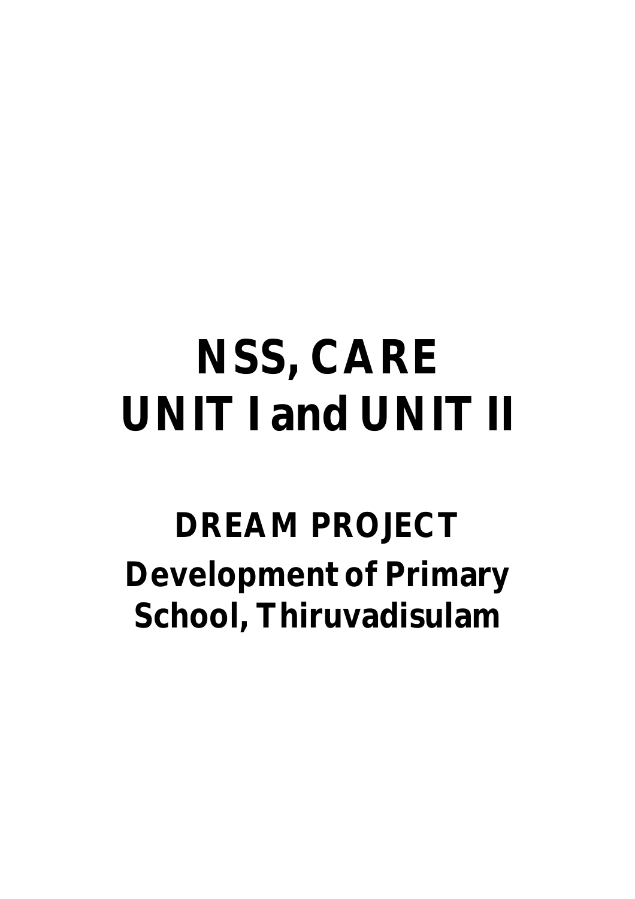# NSS, CARE
# UNIT I and UNIT II

## DREAM PROJECT
## Development of Primary School, Thiruvadisulam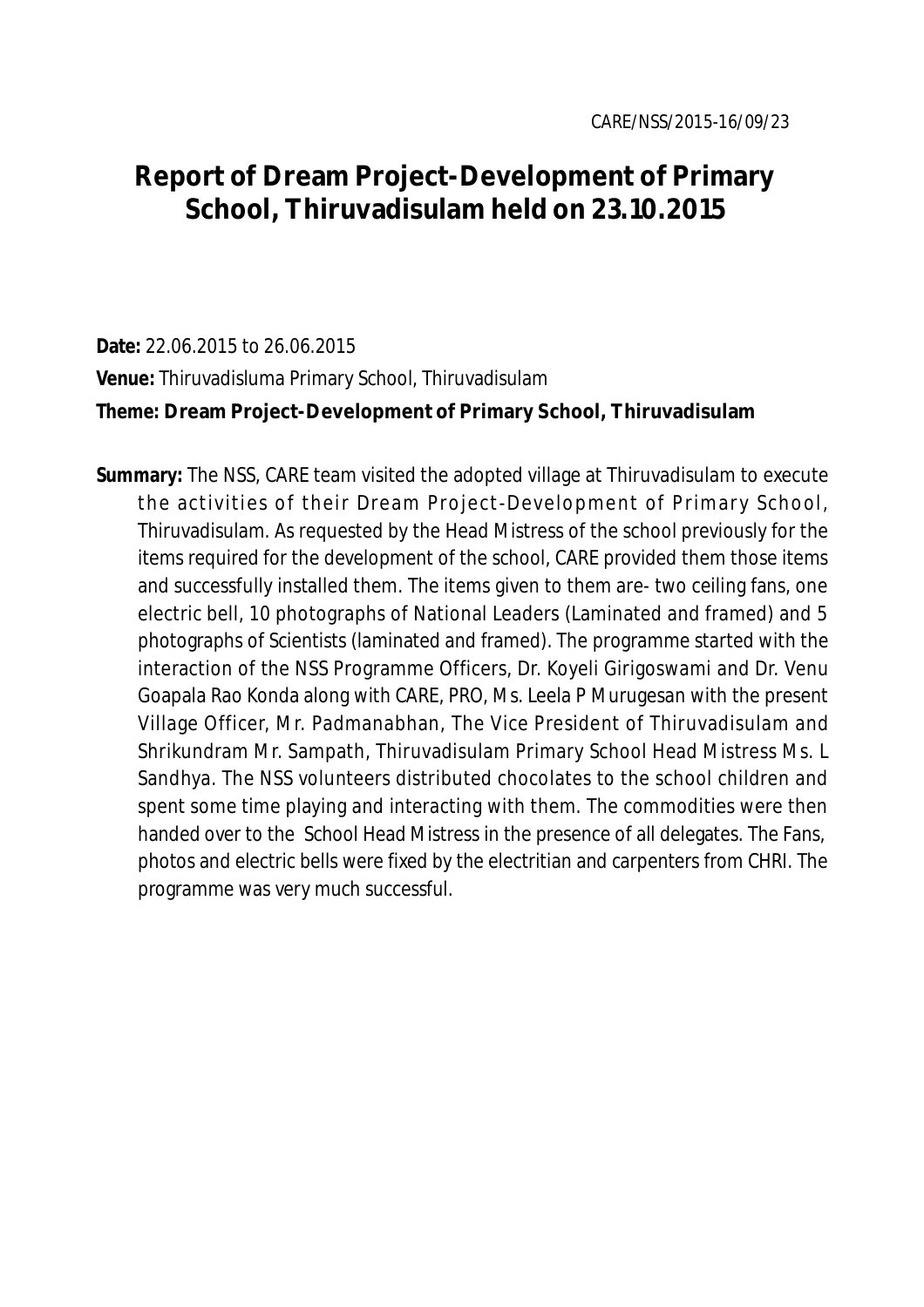CARE/NSS/2015-16/09/23

# Report of Dream Project-Development of Primary School, Thiruvadisulam held on 23.10.2015

**Date:** 22.06.2015 to 26.06.2015

**Venue:** Thiruvadisluma Primary School, Thiruvadisulam

**Theme: Dream Project-Development of Primary School, Thiruvadisulam**

**Summary:** The NSS, CARE team visited the adopted village at Thiruvadisulam to execute the activities of their Dream Project-Development of Primary School, Thiruvadisulam. As requested by the Head Mistress of the school previously for the items required for the development of the school, CARE provided them those items and successfully installed them. The items given to them are- two ceiling fans, one electric bell, 10 photographs of National Leaders (Laminated and framed) and 5 photographs of Scientists (laminated and framed). The programme started with the interaction of the NSS Programme Officers, Dr. Koyeli Girigoswami and Dr. Venu Goapala Rao Konda along with CARE, PRO, Ms. Leela P Murugesan with the present Village Officer, Mr. Padmanabhan, The Vice President of Thiruvadisulam and Shrikundram Mr. Sampath, Thiruvadisulam Primary School Head Mistress Ms. L Sandhya. The NSS volunteers distributed chocolates to the school children and spent some time playing and interacting with them. The commodities were then handed over to the School Head Mistress in the presence of all delegates. The Fans, photos and electric bells were fixed by the electritian and carpenters from CHRI. The programme was very much successful.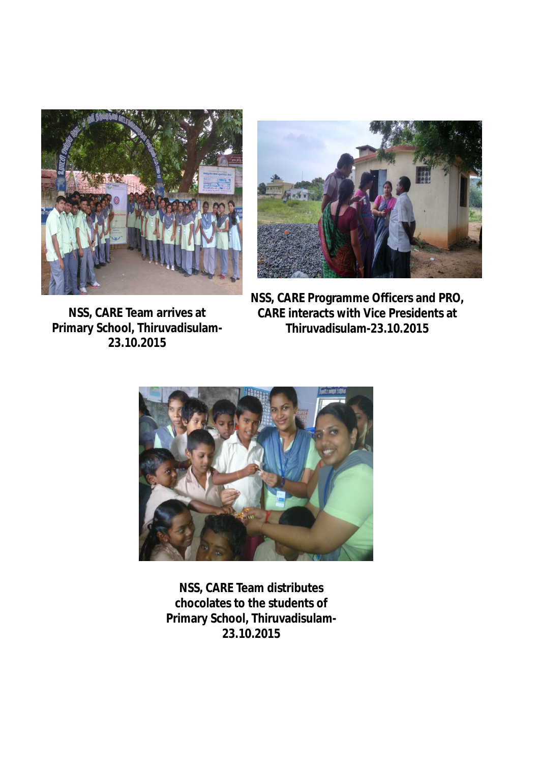**NSS, CARE Team arrives at Primary School, Thiruvadisulam-23.10.2015**

**NSS, CARE Programme Officers and PRO, CARE interacts with Vice Presidents at Thiruvadisulam-23.10.2015**

**NSS, CARE Team distributes chocolates to the students of Primary School, Thiruvadisulam-23.10.2015**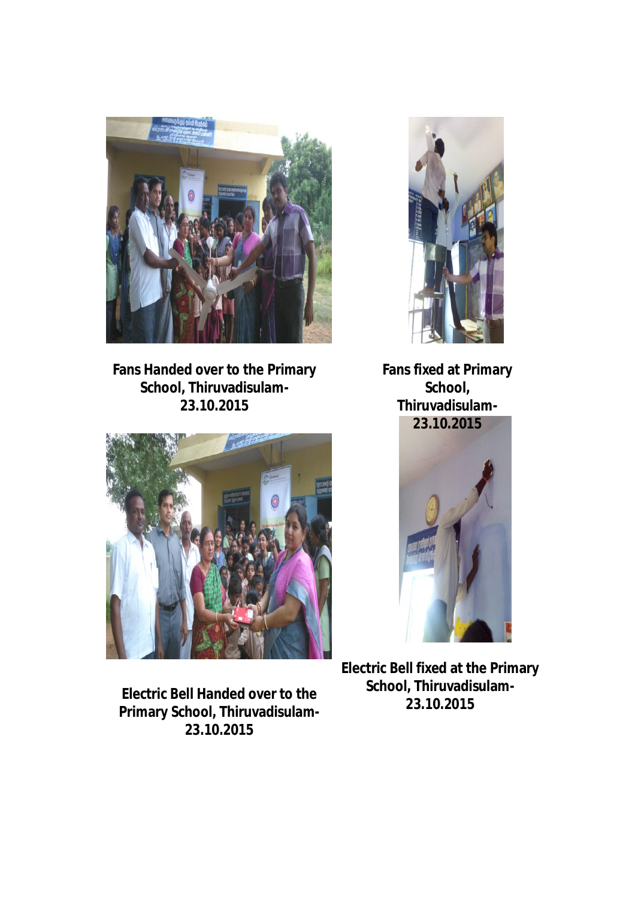**Fans Handed over to the Primary School, Thiruvadisulam-23.10.2015**

**Fans fixed at Primary School, Thiruvadisulam-23.10.2015**

**Electric Bell Handed over to the Primary School, Thiruvadisulam-23.10.2015**

**Electric Bell fixed at the Primary School, Thiruvadisulam-23.10.2015**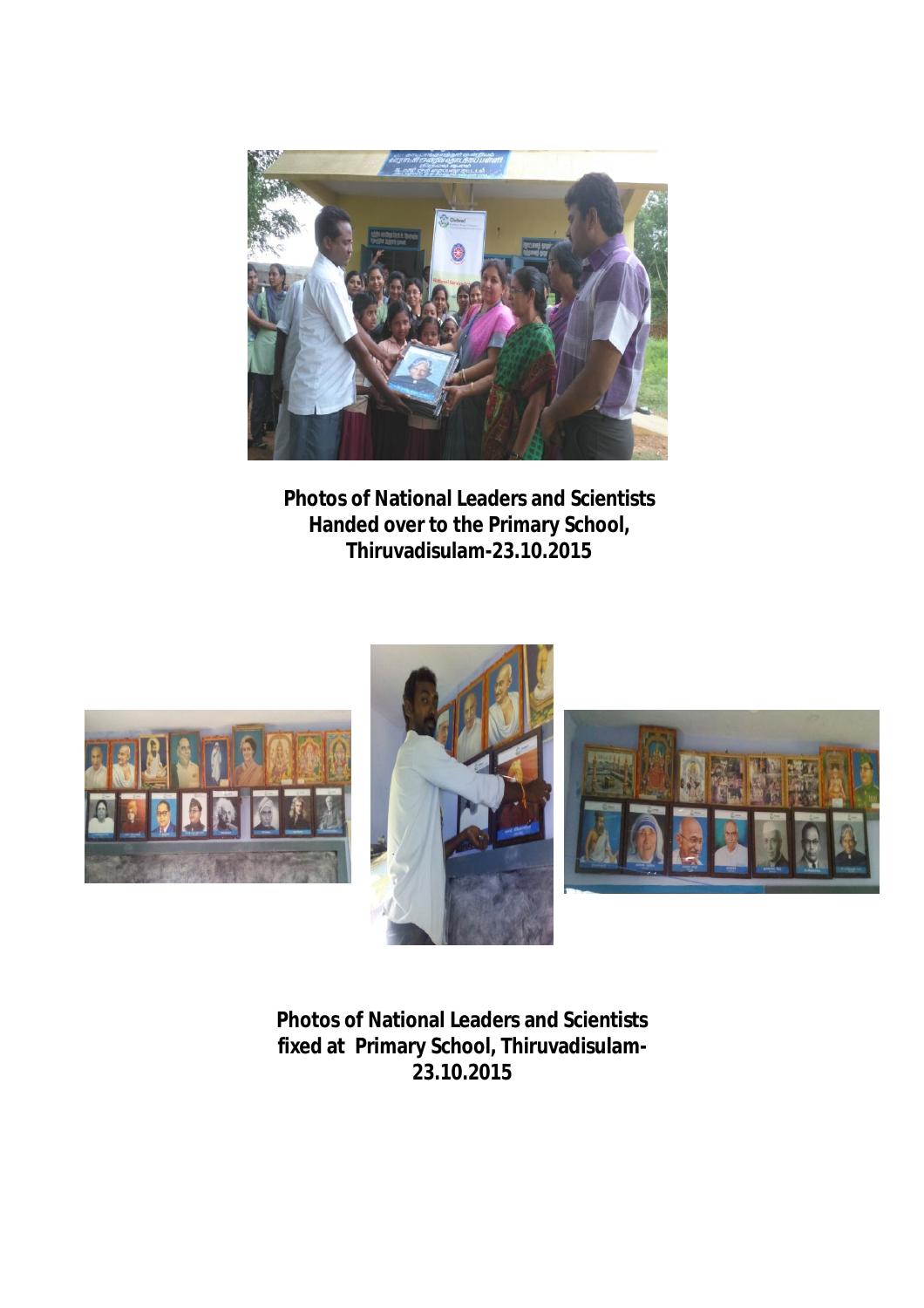**Photos of National Leaders and Scientists Handed over to the Primary School, Thiruvadisulam-23.10.2015**

**Photos of National Leaders and Scientists fixed at Primary School, Thiruvadisulam-23.10.2015**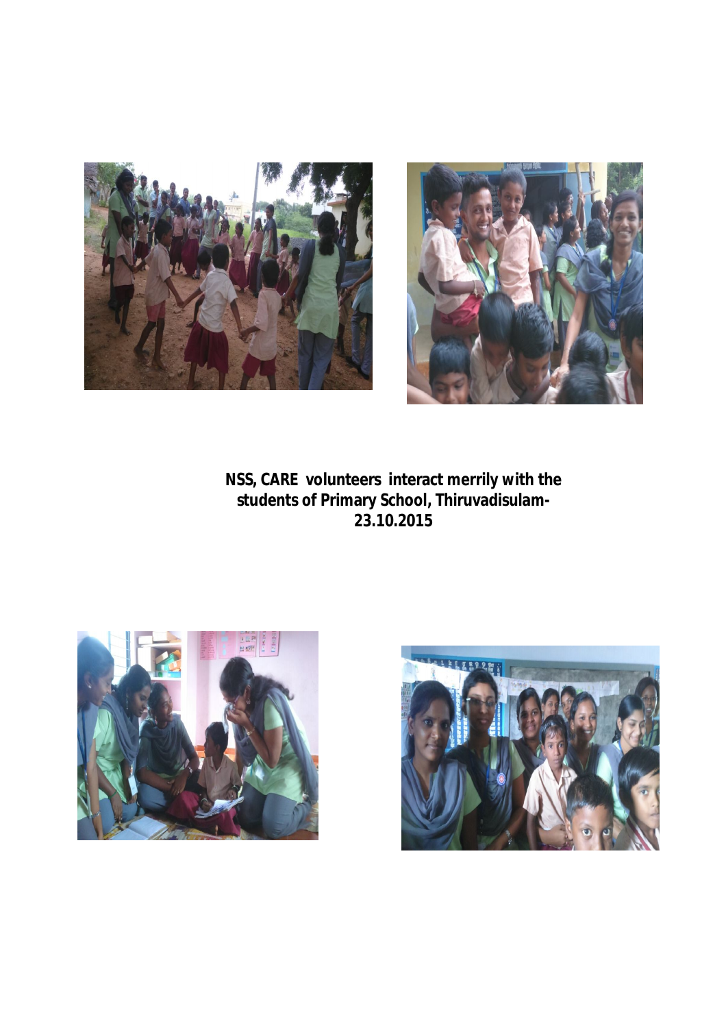**NSS, CARE volunteers interact merrily with the students of Primary School, Thiruvadisulam-23.10.2015**